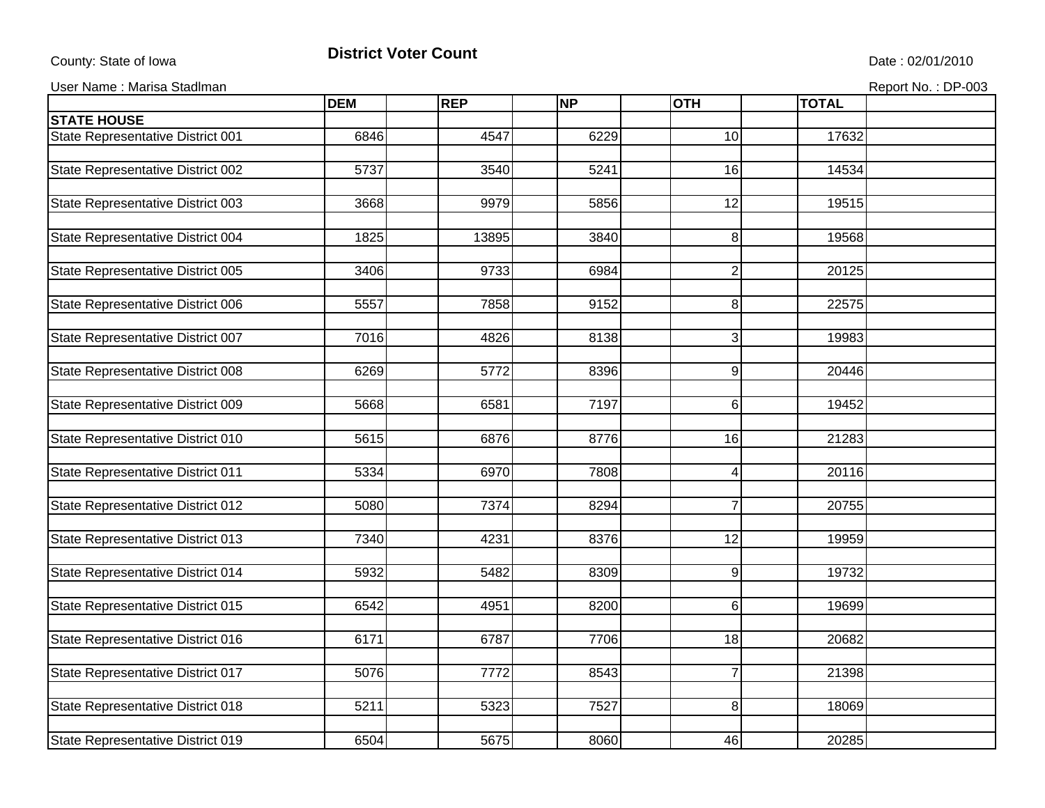County: State of Iowa

# District Voter Count

Date : 02/01/2010

User Name : Marisa Stadlman

Report No. : DP-003

| | DEM | REP | NP | OTH | TOTAL |
|---|---|---|---|---|---|
| **STATE HOUSE** | | | | | |
| State Representative District 001 | 6846 | 4547 | 6229 | 10 | 17632 |
| State Representative District 002 | 5737 | 3540 | 5241 | 16 | 14534 |
| State Representative District 003 | 3668 | 9979 | 5856 | 12 | 19515 |
| State Representative District 004 | 1825 | 13895 | 3840 | 8 | 19568 |
| State Representative District 005 | 3406 | 9733 | 6984 | 2 | 20125 |
| State Representative District 006 | 5557 | 7858 | 9152 | 8 | 22575 |
| State Representative District 007 | 7016 | 4826 | 8138 | 3 | 19983 |
| State Representative District 008 | 6269 | 5772 | 8396 | 9 | 20446 |
| State Representative District 009 | 5668 | 6581 | 7197 | 6 | 19452 |
| State Representative District 010 | 5615 | 6876 | 8776 | 16 | 21283 |
| State Representative District 011 | 5334 | 6970 | 7808 | 4 | 20116 |
| State Representative District 012 | 5080 | 7374 | 8294 | 7 | 20755 |
| State Representative District 013 | 7340 | 4231 | 8376 | 12 | 19959 |
| State Representative District 014 | 5932 | 5482 | 8309 | 9 | 19732 |
| State Representative District 015 | 6542 | 4951 | 8200 | 6 | 19699 |
| State Representative District 016 | 6171 | 6787 | 7706 | 18 | 20682 |
| State Representative District 017 | 5076 | 7772 | 8543 | 7 | 21398 |
| State Representative District 018 | 5211 | 5323 | 7527 | 8 | 18069 |
| State Representative District 019 | 6504 | 5675 | 8060 | 46 | 20285 |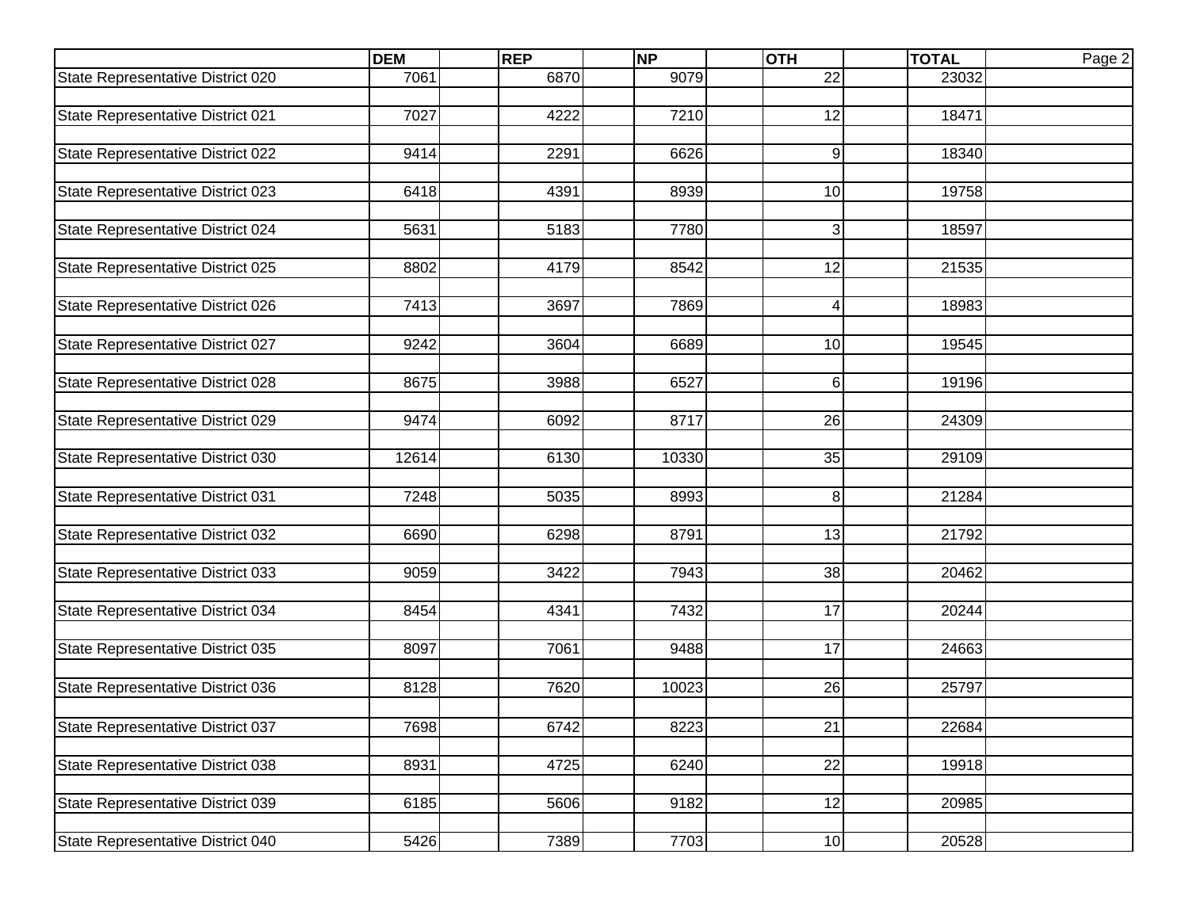| | DEM | REP | NP | OTH | TOTAL |
|---|---|---|---|---|---|
| State Representative District 020 | 7061 | 6870 | 9079 | 22 | 23032 |
| State Representative District 021 | 7027 | 4222 | 7210 | 12 | 18471 |
| State Representative District 022 | 9414 | 2291 | 6626 | 9 | 18340 |
| State Representative District 023 | 6418 | 4391 | 8939 | 10 | 19758 |
| State Representative District 024 | 5631 | 5183 | 7780 | 3 | 18597 |
| State Representative District 025 | 8802 | 4179 | 8542 | 12 | 21535 |
| State Representative District 026 | 7413 | 3697 | 7869 | 4 | 18983 |
| State Representative District 027 | 9242 | 3604 | 6689 | 10 | 19545 |
| State Representative District 028 | 8675 | 3988 | 6527 | 6 | 19196 |
| State Representative District 029 | 9474 | 6092 | 8717 | 26 | 24309 |
| State Representative District 030 | 12614 | 6130 | 10330 | 35 | 29109 |
| State Representative District 031 | 7248 | 5035 | 8993 | 8 | 21284 |
| State Representative District 032 | 6690 | 6298 | 8791 | 13 | 21792 |
| State Representative District 033 | 9059 | 3422 | 7943 | 38 | 20462 |
| State Representative District 034 | 8454 | 4341 | 7432 | 17 | 20244 |
| State Representative District 035 | 8097 | 7061 | 9488 | 17 | 24663 |
| State Representative District 036 | 8128 | 7620 | 10023 | 26 | 25797 |
| State Representative District 037 | 7698 | 6742 | 8223 | 21 | 22684 |
| State Representative District 038 | 8931 | 4725 | 6240 | 22 | 19918 |
| State Representative District 039 | 6185 | 5606 | 9182 | 12 | 20985 |
| State Representative District 040 | 5426 | 7389 | 7703 | 10 | 20528 |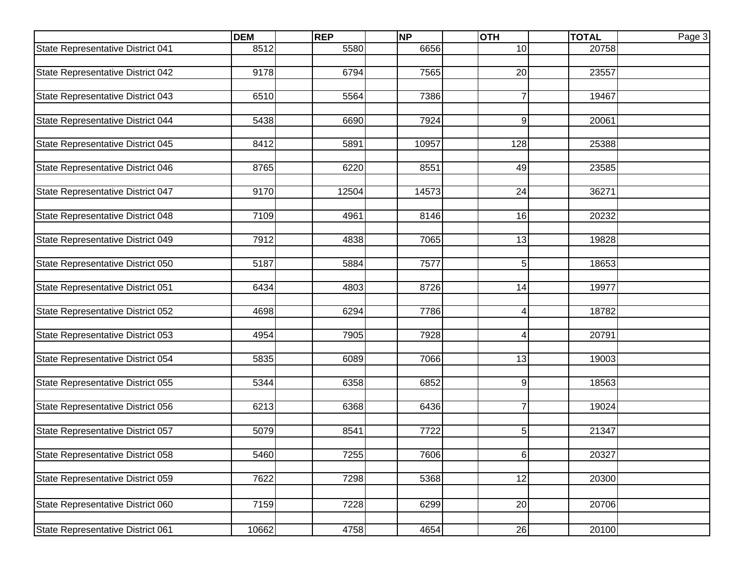| | DEM | REP | NP | OTH | TOTAL |
|---|---|---|---|---|---|
| State Representative District 041 | 8512 | 5580 | 6656 | 10 | 20758 |
| State Representative District 042 | 9178 | 6794 | 7565 | 20 | 23557 |
| State Representative District 043 | 6510 | 5564 | 7386 | 7 | 19467 |
| State Representative District 044 | 5438 | 6690 | 7924 | 9 | 20061 |
| State Representative District 045 | 8412 | 5891 | 10957 | 128 | 25388 |
| State Representative District 046 | 8765 | 6220 | 8551 | 49 | 23585 |
| State Representative District 047 | 9170 | 12504 | 14573 | 24 | 36271 |
| State Representative District 048 | 7109 | 4961 | 8146 | 16 | 20232 |
| State Representative District 049 | 7912 | 4838 | 7065 | 13 | 19828 |
| State Representative District 050 | 5187 | 5884 | 7577 | 5 | 18653 |
| State Representative District 051 | 6434 | 4803 | 8726 | 14 | 19977 |
| State Representative District 052 | 4698 | 6294 | 7786 | 4 | 18782 |
| State Representative District 053 | 4954 | 7905 | 7928 | 4 | 20791 |
| State Representative District 054 | 5835 | 6089 | 7066 | 13 | 19003 |
| State Representative District 055 | 5344 | 6358 | 6852 | 9 | 18563 |
| State Representative District 056 | 6213 | 6368 | 6436 | 7 | 19024 |
| State Representative District 057 | 5079 | 8541 | 7722 | 5 | 21347 |
| State Representative District 058 | 5460 | 7255 | 7606 | 6 | 20327 |
| State Representative District 059 | 7622 | 7298 | 5368 | 12 | 20300 |
| State Representative District 060 | 7159 | 7228 | 6299 | 20 | 20706 |
| State Representative District 061 | 10662 | 4758 | 4654 | 26 | 20100 |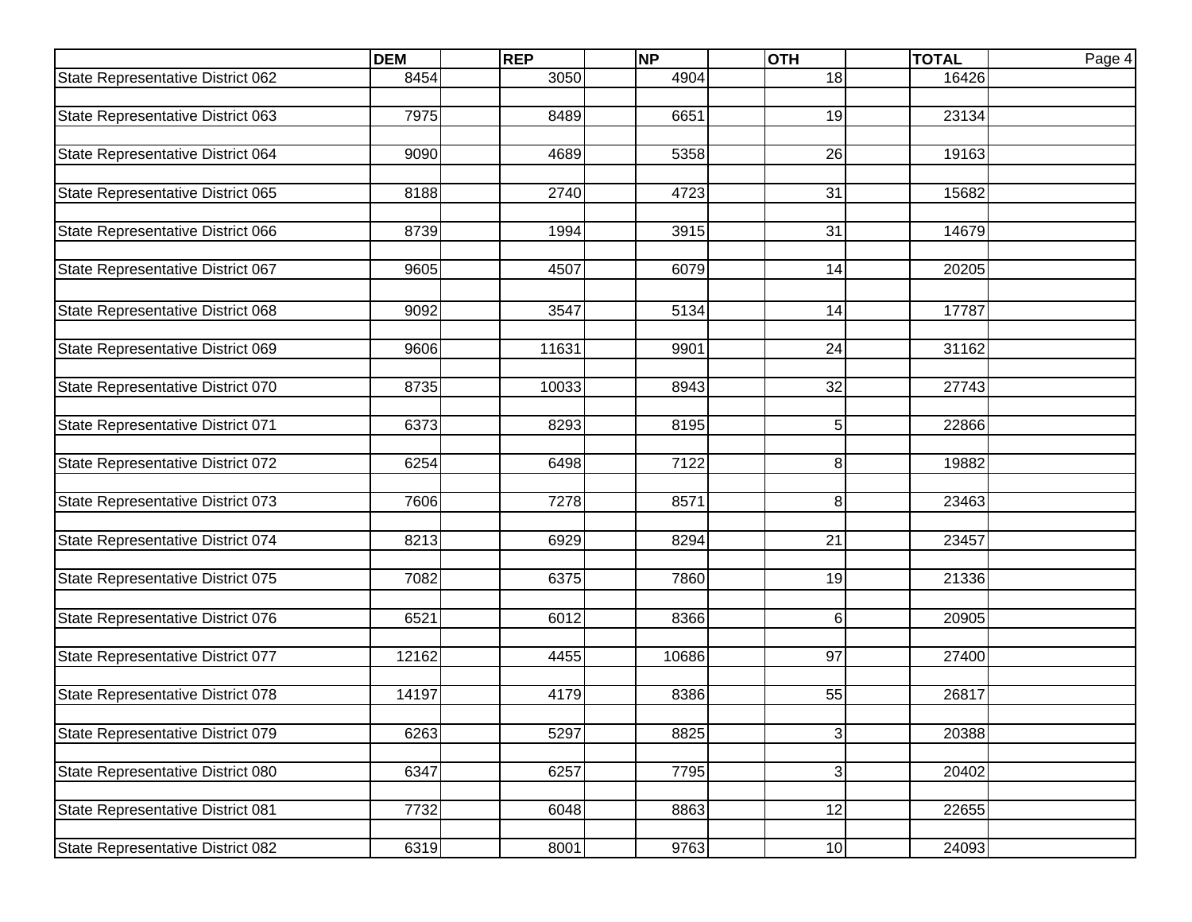| | DEM | REP | NP | OTH | TOTAL |
|---|---|---|---|---|---|
| State Representative District 062 | 8454 | 3050 | 4904 | 18 | 16426 |
| State Representative District 063 | 7975 | 8489 | 6651 | 19 | 23134 |
| State Representative District 064 | 9090 | 4689 | 5358 | 26 | 19163 |
| State Representative District 065 | 8188 | 2740 | 4723 | 31 | 15682 |
| State Representative District 066 | 8739 | 1994 | 3915 | 31 | 14679 |
| State Representative District 067 | 9605 | 4507 | 6079 | 14 | 20205 |
| State Representative District 068 | 9092 | 3547 | 5134 | 14 | 17787 |
| State Representative District 069 | 9606 | 11631 | 9901 | 24 | 31162 |
| State Representative District 070 | 8735 | 10033 | 8943 | 32 | 27743 |
| State Representative District 071 | 6373 | 8293 | 8195 | 5 | 22866 |
| State Representative District 072 | 6254 | 6498 | 7122 | 8 | 19882 |
| State Representative District 073 | 7606 | 7278 | 8571 | 8 | 23463 |
| State Representative District 074 | 8213 | 6929 | 8294 | 21 | 23457 |
| State Representative District 075 | 7082 | 6375 | 7860 | 19 | 21336 |
| State Representative District 076 | 6521 | 6012 | 8366 | 6 | 20905 |
| State Representative District 077 | 12162 | 4455 | 10686 | 97 | 27400 |
| State Representative District 078 | 14197 | 4179 | 8386 | 55 | 26817 |
| State Representative District 079 | 6263 | 5297 | 8825 | 3 | 20388 |
| State Representative District 080 | 6347 | 6257 | 7795 | 3 | 20402 |
| State Representative District 081 | 7732 | 6048 | 8863 | 12 | 22655 |
| State Representative District 082 | 6319 | 8001 | 9763 | 10 | 24093 |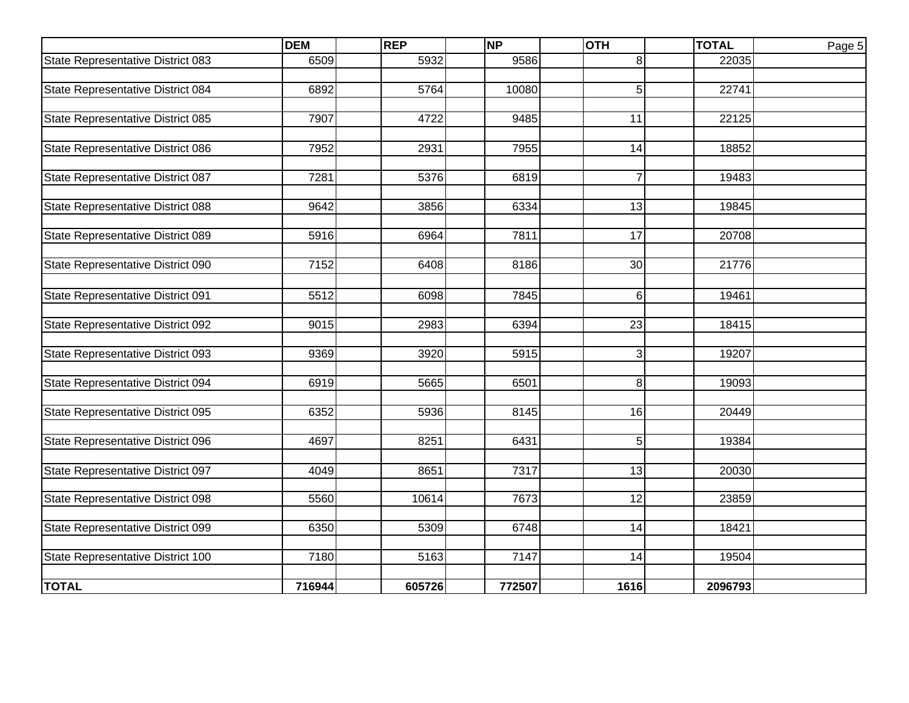| | DEM | REP | NP | OTH | TOTAL |
|---|---|---|---|---|---|
| State Representative District 083 | 6509 | 5932 | 9586 | 8 | 22035 |
| State Representative District 084 | 6892 | 5764 | 10080 | 5 | 22741 |
| State Representative District 085 | 7907 | 4722 | 9485 | 11 | 22125 |
| State Representative District 086 | 7952 | 2931 | 7955 | 14 | 18852 |
| State Representative District 087 | 7281 | 5376 | 6819 | 7 | 19483 |
| State Representative District 088 | 9642 | 3856 | 6334 | 13 | 19845 |
| State Representative District 089 | 5916 | 6964 | 7811 | 17 | 20708 |
| State Representative District 090 | 7152 | 6408 | 8186 | 30 | 21776 |
| State Representative District 091 | 5512 | 6098 | 7845 | 6 | 19461 |
| State Representative District 092 | 9015 | 2983 | 6394 | 23 | 18415 |
| State Representative District 093 | 9369 | 3920 | 5915 | 3 | 19207 |
| State Representative District 094 | 6919 | 5665 | 6501 | 8 | 19093 |
| State Representative District 095 | 6352 | 5936 | 8145 | 16 | 20449 |
| State Representative District 096 | 4697 | 8251 | 6431 | 5 | 19384 |
| State Representative District 097 | 4049 | 8651 | 7317 | 13 | 20030 |
| State Representative District 098 | 5560 | 10614 | 7673 | 12 | 23859 |
| State Representative District 099 | 6350 | 5309 | 6748 | 14 | 18421 |
| State Representative District 100 | 7180 | 5163 | 7147 | 14 | 19504 |
| **TOTAL** | **716944** | **605726** | **772507** | **1616** | **2096793** |